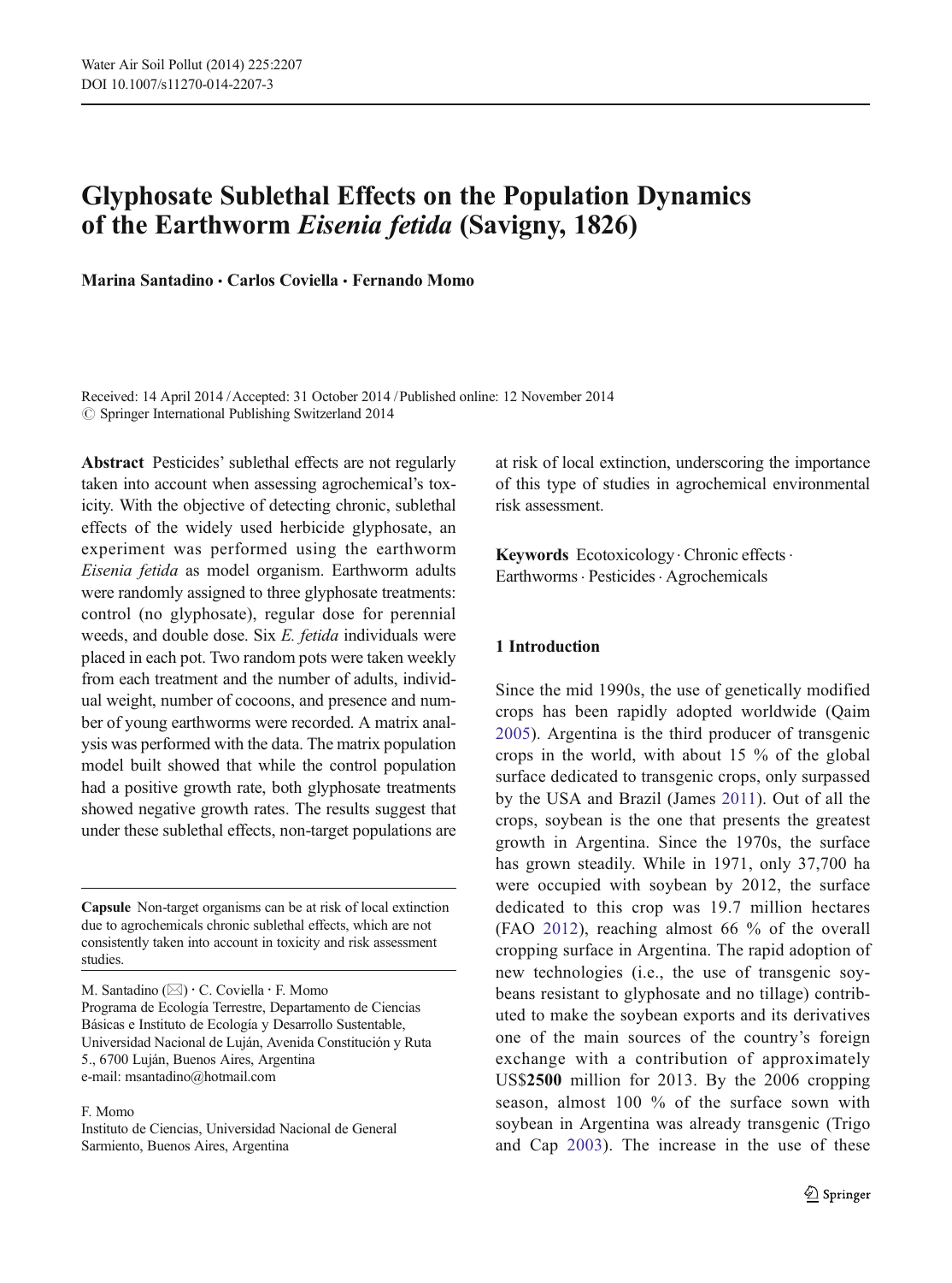# Glyphosate Sublethal Effects on the Population Dynamics of the Earthworm *Eisenia fetida* (Savigny, 1826)

**Marina Santadino · Carlos Coviella · Fernando Momo**

Received: 14 April 2014 / Accepted: 31 October 2014 / Published online: 12 November 2014
© Springer International Publishing Switzerland 2014

**Abstract** Pesticides' sublethal effects are not regularly taken into account when assessing agrochemical's toxicity. With the objective of detecting chronic, sublethal effects of the widely used herbicide glyphosate, an experiment was performed using the earthworm *Eisenia fetida* as model organism. Earthworm adults were randomly assigned to three glyphosate treatments: control (no glyphosate), regular dose for perennial weeds, and double dose. Six *E. fetida* individuals were placed in each pot. Two random pots were taken weekly from each treatment and the number of adults, individual weight, number of cocoons, and presence and number of young earthworms were recorded. A matrix analysis was performed with the data. The matrix population model built showed that while the control population had a positive growth rate, both glyphosate treatments showed negative growth rates. The results suggest that under these sublethal effects, non-target populations are at risk of local extinction, underscoring the importance of this type of studies in agrochemical environmental risk assessment.

**Keywords** Ecotoxicology · Chronic effects · Earthworms · Pesticides · Agrochemicals

**Capsule** Non-target organisms can be at risk of local extinction due to agrochemicals chronic sublethal effects, which are not consistently taken into account in toxicity and risk assessment studies.

M. Santadino (✉) · C. Coviella · F. Momo
Programa de Ecología Terrestre, Departamento de Ciencias Básicas e Instituto de Ecología y Desarrollo Sustentable, Universidad Nacional de Luján, Avenida Constitución y Ruta 5., 6700 Luján, Buenos Aires, Argentina
e-mail: msantadino@hotmail.com

F. Momo
Instituto de Ciencias, Universidad Nacional de General Sarmiento, Buenos Aires, Argentina

## 1 Introduction

Since the mid 1990s, the use of genetically modified crops has been rapidly adopted worldwide (Qaim 2005). Argentina is the third producer of transgenic crops in the world, with about 15 % of the global surface dedicated to transgenic crops, only surpassed by the USA and Brazil (James 2011). Out of all the crops, soybean is the one that presents the greatest growth in Argentina. Since the 1970s, the surface has grown steadily. While in 1971, only 37,700 ha were occupied with soybean by 2012, the surface dedicated to this crop was 19.7 million hectares (FAO 2012), reaching almost 66 % of the overall cropping surface in Argentina. The rapid adoption of new technologies (i.e., the use of transgenic soybeans resistant to glyphosate and no tillage) contributed to make the soybean exports and its derivatives one of the main sources of the country's foreign exchange with a contribution of approximately US$**2500** million for 2013. By the 2006 cropping season, almost 100 % of the surface sown with soybean in Argentina was already transgenic (Trigo and Cap 2003). The increase in the use of these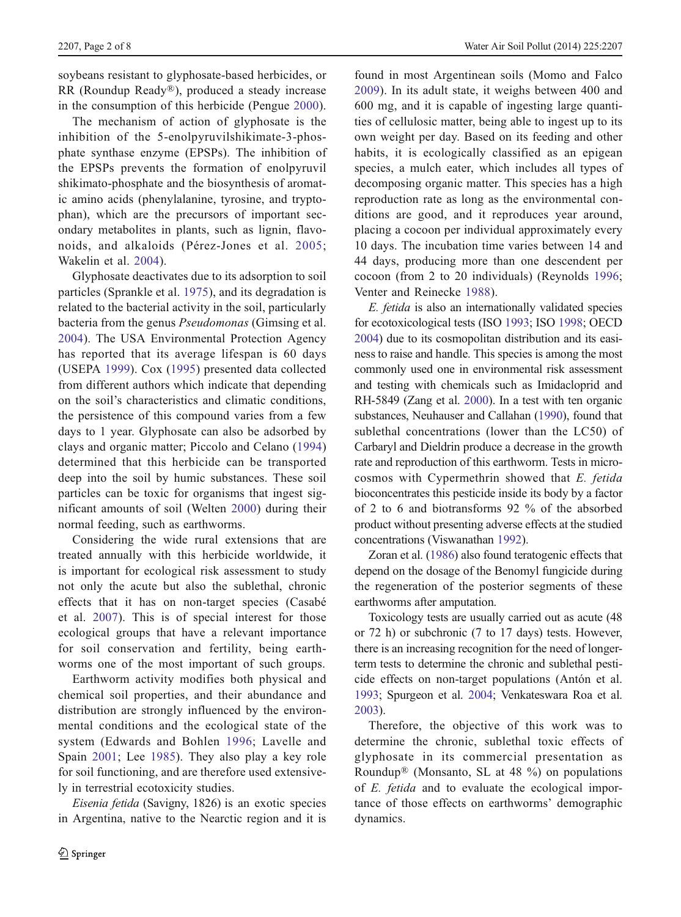soybeans resistant to glyphosate-based herbicides, or RR (Roundup Ready®), produced a steady increase in the consumption of this herbicide (Pengue 2000).

The mechanism of action of glyphosate is the inhibition of the 5-enolpyruvilshikimate-3-phosphate synthase enzyme (EPSPs). The inhibition of the EPSPs prevents the formation of enolpyruvil shikimato-phosphate and the biosynthesis of aromatic amino acids (phenylalanine, tyrosine, and tryptophan), which are the precursors of important secondary metabolites in plants, such as lignin, flavonoids, and alkaloids (Pérez-Jones et al. 2005; Wakelin et al. 2004).

Glyphosate deactivates due to its adsorption to soil particles (Sprankle et al. 1975), and its degradation is related to the bacterial activity in the soil, particularly bacteria from the genus *Pseudomonas* (Gimsing et al. 2004). The USA Environmental Protection Agency has reported that its average lifespan is 60 days (USEPA 1999). Cox (1995) presented data collected from different authors which indicate that depending on the soil's characteristics and climatic conditions, the persistence of this compound varies from a few days to 1 year. Glyphosate can also be adsorbed by clays and organic matter; Piccolo and Celano (1994) determined that this herbicide can be transported deep into the soil by humic substances. These soil particles can be toxic for organisms that ingest significant amounts of soil (Welten 2000) during their normal feeding, such as earthworms.

Considering the wide rural extensions that are treated annually with this herbicide worldwide, it is important for ecological risk assessment to study not only the acute but also the sublethal, chronic effects that it has on non-target species (Casabé et al. 2007). This is of special interest for those ecological groups that have a relevant importance for soil conservation and fertility, being earthworms one of the most important of such groups.

Earthworm activity modifies both physical and chemical soil properties, and their abundance and distribution are strongly influenced by the environmental conditions and the ecological state of the system (Edwards and Bohlen 1996; Lavelle and Spain 2001; Lee 1985). They also play a key role for soil functioning, and are therefore used extensively in terrestrial ecotoxicity studies.

*Eisenia fetida* (Savigny, 1826) is an exotic species in Argentina, native to the Nearctic region and it is found in most Argentinean soils (Momo and Falco 2009). In its adult state, it weighs between 400 and 600 mg, and it is capable of ingesting large quantities of cellulosic matter, being able to ingest up to its own weight per day. Based on its feeding and other habits, it is ecologically classified as an epigean species, a mulch eater, which includes all types of decomposing organic matter. This species has a high reproduction rate as long as the environmental conditions are good, and it reproduces year around, placing a cocoon per individual approximately every 10 days. The incubation time varies between 14 and 44 days, producing more than one descendent per cocoon (from 2 to 20 individuals) (Reynolds 1996; Venter and Reinecke 1988).

*E. fetida* is also an internationally validated species for ecotoxicological tests (ISO 1993; ISO 1998; OECD 2004) due to its cosmopolitan distribution and its easiness to raise and handle. This species is among the most commonly used one in environmental risk assessment and testing with chemicals such as Imidacloprid and RH-5849 (Zang et al. 2000). In a test with ten organic substances, Neuhauser and Callahan (1990), found that sublethal concentrations (lower than the LC50) of Carbaryl and Dieldrin produce a decrease in the growth rate and reproduction of this earthworm. Tests in microcosmos with Cypermethrin showed that *E. fetida* bioconcentrates this pesticide inside its body by a factor of 2 to 6 and biotransforms 92 % of the absorbed product without presenting adverse effects at the studied concentrations (Viswanathan 1992).

Zoran et al. (1986) also found teratogenic effects that depend on the dosage of the Benomyl fungicide during the regeneration of the posterior segments of these earthworms after amputation.

Toxicology tests are usually carried out as acute (48 or 72 h) or subchronic (7 to 17 days) tests. However, there is an increasing recognition for the need of longer-term tests to determine the chronic and sublethal pesticide effects on non-target populations (Antón et al. 1993; Spurgeon et al. 2004; Venkateswara Roa et al. 2003).

Therefore, the objective of this work was to determine the chronic, sublethal toxic effects of glyphosate in its commercial presentation as Roundup® (Monsanto, SL at 48 %) on populations of *E. fetida* and to evaluate the ecological importance of those effects on earthworms' demographic dynamics.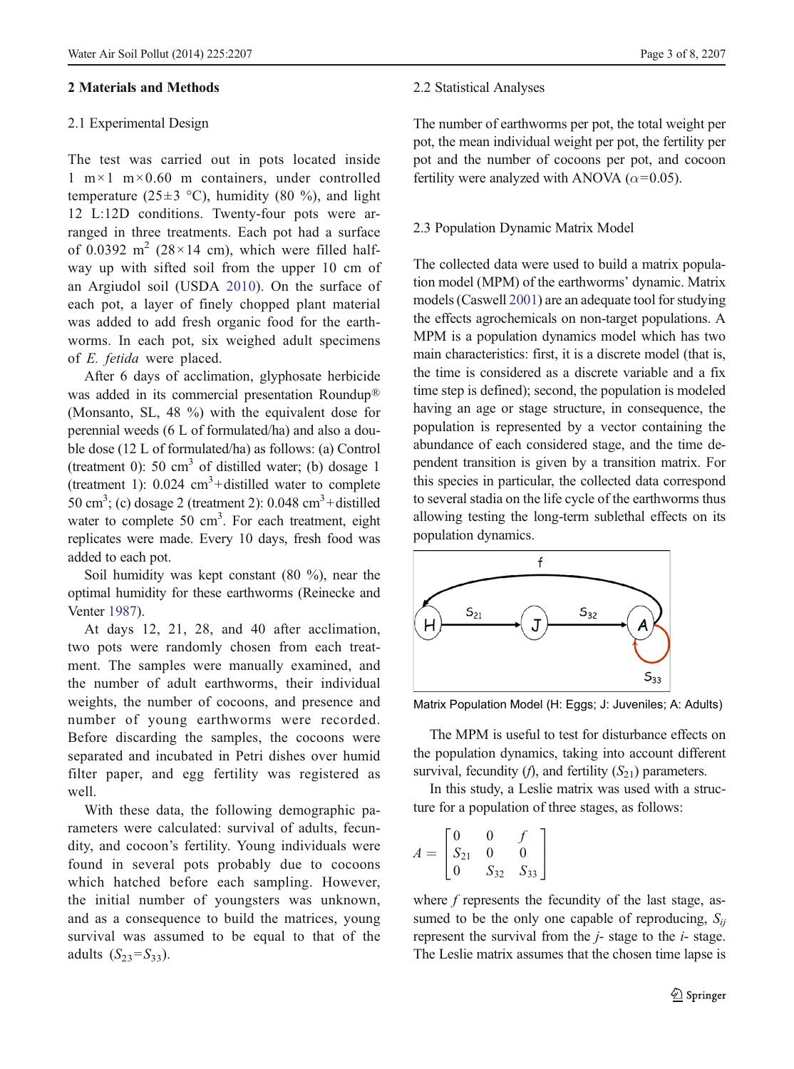## 2 Materials and Methods

### 2.1 Experimental Design

The test was carried out in pots located inside 1 m×1 m×0.60 m containers, under controlled temperature (25±3 °C), humidity (80 %), and light 12 L:12D conditions. Twenty-four pots were arranged in three treatments. Each pot had a surface of 0.0392 $m^2$ (28×14 cm), which were filled halfway up with sifted soil from the upper 10 cm of an Argiudol soil (USDA 2010). On the surface of each pot, a layer of finely chopped plant material was added to add fresh organic food for the earthworms. In each pot, six weighed adult specimens of *E. fetida* were placed.

After 6 days of acclimation, glyphosate herbicide was added in its commercial presentation Roundup® (Monsanto, SL, 48 %) with the equivalent dose for perennial weeds (6 L of formulated/ha) and also a double dose (12 L of formulated/ha) as follows: (a) Control (treatment 0): 50 $cm^3$ of distilled water; (b) dosage 1 (treatment 1): 0.024 $cm^3$+distilled water to complete 50 $cm^3$; (c) dosage 2 (treatment 2): 0.048 $cm^3$+distilled water to complete 50 $cm^3$. For each treatment, eight replicates were made. Every 10 days, fresh food was added to each pot.

Soil humidity was kept constant (80 %), near the optimal humidity for these earthworms (Reinecke and Venter 1987).

At days 12, 21, 28, and 40 after acclimation, two pots were randomly chosen from each treatment. The samples were manually examined, and the number of adult earthworms, their individual weights, the number of cocoons, and presence and number of young earthworms were recorded. Before discarding the samples, the cocoons were separated and incubated in Petri dishes over humid filter paper, and egg fertility was registered as well.

With these data, the following demographic parameters were calculated: survival of adults, fecundity, and cocoon's fertility. Young individuals were found in several pots probably due to cocoons which hatched before each sampling. However, the initial number of youngsters was unknown, and as a consequence to build the matrices, young survival was assumed to be equal to that of the adults ($S_{23}=S_{33}$).

### 2.2 Statistical Analyses

The number of earthworms per pot, the total weight per pot, the mean individual weight per pot, the fertility per pot and the number of cocoons per pot, and cocoon fertility were analyzed with ANOVA ($\alpha$=0.05).

### 2.3 Population Dynamic Matrix Model

The collected data were used to build a matrix population model (MPM) of the earthworms' dynamic. Matrix models (Caswell 2001) are an adequate tool for studying the effects agrochemicals on non-target populations. A MPM is a population dynamics model which has two main characteristics: first, it is a discrete model (that is, the time is considered as a discrete variable and a fix time step is defined); second, the population is modeled having an age or stage structure, in consequence, the population is represented by a vector containing the abundance of each considered stage, and the time dependent transition is given by a transition matrix. For this species in particular, the collected data correspond to several stadia on the life cycle of the earthworms thus allowing testing the long-term sublethal effects on its population dynamics.

Matrix Population Model (H: Eggs; J: Juveniles; A: Adults)

The MPM is useful to test for disturbance effects on the population dynamics, taking into account different survival, fecundity ($f$), and fertility ($S_{21}$) parameters.

In this study, a Leslie matrix was used with a structure for a population of three stages, as follows:

$$A = \begin{bmatrix} 0 & 0 & f \\ S_{21} & 0 & 0 \\ 0 & S_{32} & S_{33} \end{bmatrix}$$

where $f$ represents the fecundity of the last stage, assumed to be the only one capable of reproducing, $S_{ij}$ represent the survival from the $j$- stage to the $i$- stage. The Leslie matrix assumes that the chosen time lapse is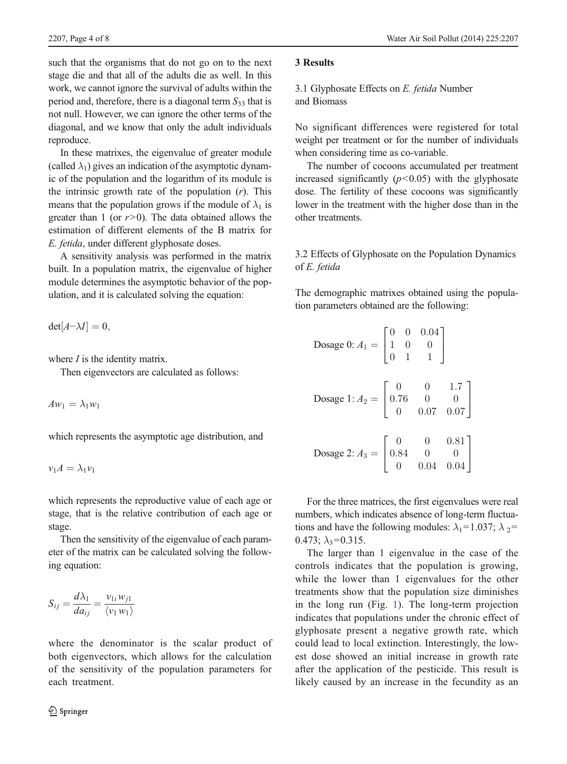such that the organisms that do not go on to the next stage die and that all of the adults die as well. In this work, we cannot ignore the survival of adults within the period and, therefore, there is a diagonal term $S_{33}$ that is not null. However, we can ignore the other terms of the diagonal, and we know that only the adult individuals reproduce.

In these matrixes, the eigenvalue of greater module (called $\lambda_1$) gives an indication of the asymptotic dynamic of the population and the logarithm of its module is the intrinsic growth rate of the population ($r$). This means that the population grows if the module of $\lambda_1$ is greater than 1 (or $r>0$). The data obtained allows the estimation of different elements of the B matrix for *E. fetida*, under different glyphosate doses.

A sensitivity analysis was performed in the matrix built. In a population matrix, the eigenvalue of higher module determines the asymptotic behavior of the population, and it is calculated solving the equation:

$$\det[A - \lambda I] = 0,$$

where $I$ is the identity matrix.

Then eigenvectors are calculated as follows:

$$A w_1 = \lambda_1 w_1$$

which represents the asymptotic age distribution, and

$$v_1 A = \lambda_1 v_1$$

which represents the reproductive value of each age or stage, that is the relative contribution of each age or stage.

Then the sensitivity of the eigenvalue of each parameter of the matrix can be calculated solving the following equation:

$$S_{ij} = \frac{d\lambda_1}{da_{ij}} = \frac{v_{1i} w_{j1}}{\langle v_1 w_1 \rangle}$$

where the denominator is the scalar product of both eigenvectors, which allows for the calculation of the sensitivity of the population parameters for each treatment.

## 3 Results

### 3.1 Glyphosate Effects on *E. fetida* Number and Biomass

No significant differences were registered for total weight per treatment or for the number of individuals when considering time as co-variable.

The number of cocoons accumulated per treatment increased significantly ($p<0.05$) with the glyphosate dose. The fertility of these cocoons was significantly lower in the treatment with the higher dose than in the other treatments.

### 3.2 Effects of Glyphosate on the Population Dynamics of *E. fetida*

The demographic matrixes obtained using the population parameters obtained are the following:

$$\text{Dosage 0: } A_1 = \begin{bmatrix} 0 & 0 & 0.04 \\ 1 & 0 & 0 \\ 0 & 1 & 1 \end{bmatrix}$$

$$\text{Dosage 1: } A_2 = \begin{bmatrix} 0 & 0 & 1.7 \\ 0.76 & 0 & 0 \\ 0 & 0.07 & 0.07 \end{bmatrix}$$

$$\text{Dosage 2: } A_3 = \begin{bmatrix} 0 & 0 & 0.81 \\ 0.84 & 0 & 0 \\ 0 & 0.04 & 0.04 \end{bmatrix}$$

For the three matrices, the first eigenvalues were real numbers, which indicates absence of long-term fluctuations and have the following modules: $\lambda_1=1.037$; $\lambda_2=0.473$; $\lambda_3=0.315$.

The larger than 1 eigenvalue in the case of the controls indicates that the population is growing, while the lower than 1 eigenvalues for the other treatments show that the population size diminishes in the long run (Fig. 1). The long-term projection indicates that populations under the chronic effect of glyphosate present a negative growth rate, which could lead to local extinction. Interestingly, the lowest dose showed an initial increase in growth rate after the application of the pesticide. This result is likely caused by an increase in the fecundity as an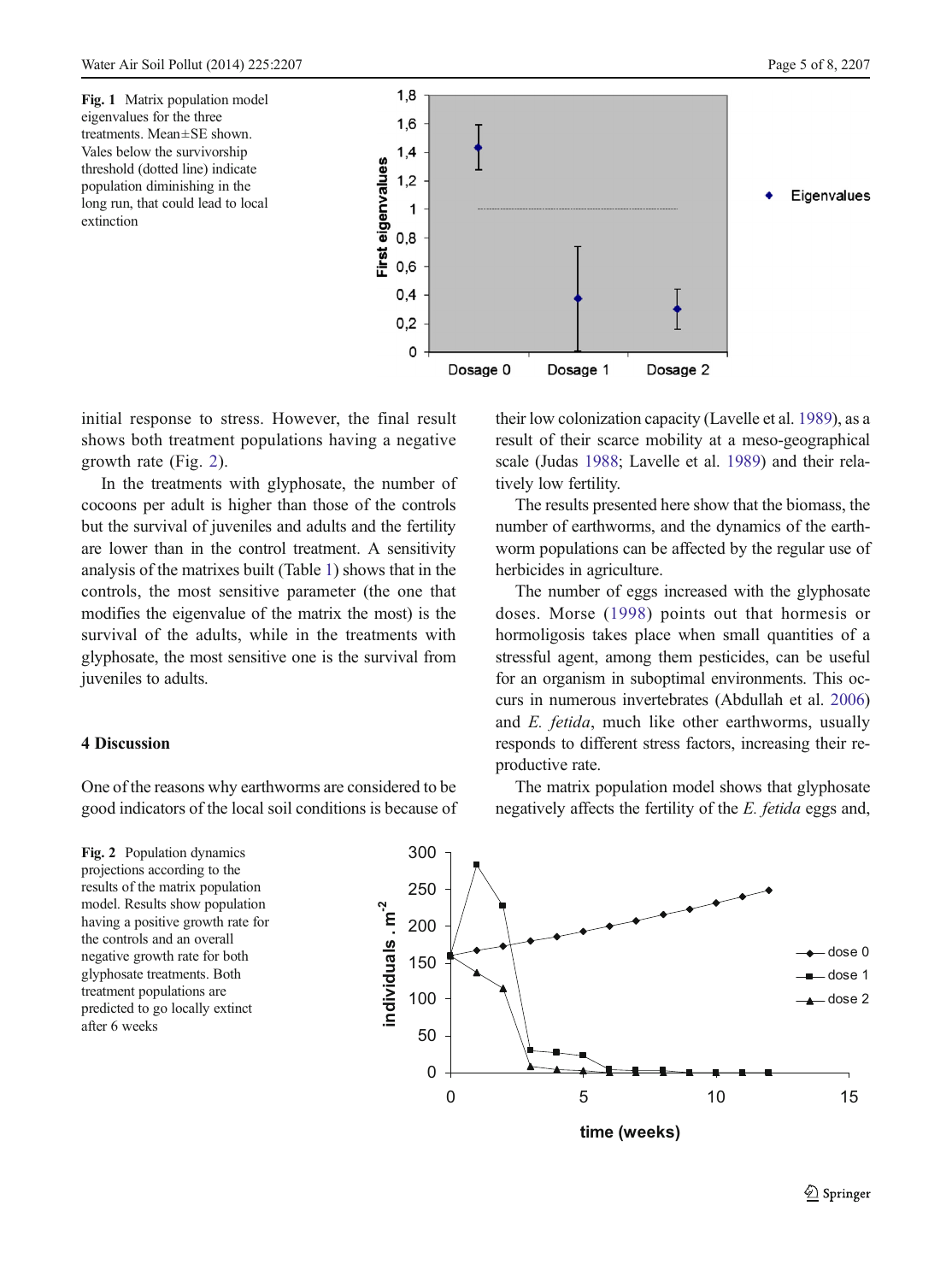Fig. 1 Matrix population model eigenvalues for the three treatments. Mean±SE shown. Vales below the survivorship threshold (dotted line) indicate population diminishing in the long run, that could lead to local extinction

initial response to stress. However, the final result shows both treatment populations having a negative growth rate (Fig. 2).

In the treatments with glyphosate, the number of cocoons per adult is higher than those of the controls but the survival of juveniles and adults and the fertility are lower than in the control treatment. A sensitivity analysis of the matrixes built (Table 1) shows that in the controls, the most sensitive parameter (the one that modifies the eigenvalue of the matrix the most) is the survival of the adults, while in the treatments with glyphosate, the most sensitive one is the survival from juveniles to adults.

## 4 Discussion

One of the reasons why earthworms are considered to be good indicators of the local soil conditions is because of their low colonization capacity (Lavelle et al. 1989), as a result of their scarce mobility at a meso-geographical scale (Judas 1988; Lavelle et al. 1989) and their relatively low fertility.

The results presented here show that the biomass, the number of earthworms, and the dynamics of the earthworm populations can be affected by the regular use of herbicides in agriculture.

The number of eggs increased with the glyphosate doses. Morse (1998) points out that hormesis or hormoligosis takes place when small quantities of a stressful agent, among them pesticides, can be useful for an organism in suboptimal environments. This occurs in numerous invertebrates (Abdullah et al. 2006) and *E. fetida*, much like other earthworms, usually responds to different stress factors, increasing their reproductive rate.

The matrix population model shows that glyphosate negatively affects the fertility of the *E. fetida* eggs and,

Fig. 2 Population dynamics projections according to the results of the matrix population model. Results show population having a positive growth rate for the controls and an overall negative growth rate for both glyphosate treatments. Both treatment populations are predicted to go locally extinct after 6 weeks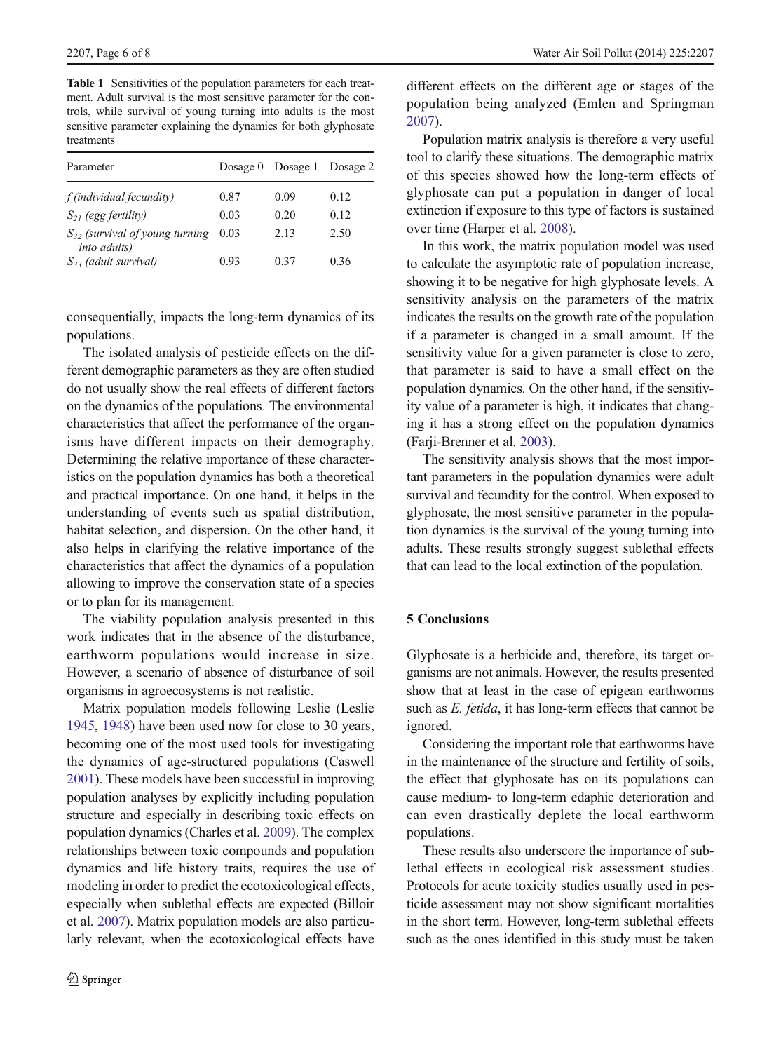**Table 1** Sensitivities of the population parameters for each treatment. Adult survival is the most sensitive parameter for the controls, while survival of young turning into adults is the most sensitive parameter explaining the dynamics for both glyphosate treatments

| Parameter | Dosage 0 | Dosage 1 | Dosage 2 |
|---|---|---|---|
| *f (individual fecundity)* | 0.87 | 0.09 | 0.12 |
| $S_{21}$ *(egg fertility)* | 0.03 | 0.20 | 0.12 |
| $S_{32}$ *(survival of young turning into adults)* | 0.03 | 2.13 | 2.50 |
| $S_{33}$ *(adult survival)* | 0.93 | 0.37 | 0.36 |

consequentially, impacts the long-term dynamics of its populations.

The isolated analysis of pesticide effects on the different demographic parameters as they are often studied do not usually show the real effects of different factors on the dynamics of the populations. The environmental characteristics that affect the performance of the organisms have different impacts on their demography. Determining the relative importance of these characteristics on the population dynamics has both a theoretical and practical importance. On one hand, it helps in the understanding of events such as spatial distribution, habitat selection, and dispersion. On the other hand, it also helps in clarifying the relative importance of the characteristics that affect the dynamics of a population allowing to improve the conservation state of a species or to plan for its management.

The viability population analysis presented in this work indicates that in the absence of the disturbance, earthworm populations would increase in size. However, a scenario of absence of disturbance of soil organisms in agroecosystems is not realistic.

Matrix population models following Leslie (Leslie 1945, 1948) have been used now for close to 30 years, becoming one of the most used tools for investigating the dynamics of age-structured populations (Caswell 2001). These models have been successful in improving population analyses by explicitly including population structure and especially in describing toxic effects on population dynamics (Charles et al. 2009). The complex relationships between toxic compounds and population dynamics and life history traits, requires the use of modeling in order to predict the ecotoxicological effects, especially when sublethal effects are expected (Billoir et al. 2007). Matrix population models are also particularly relevant, when the ecotoxicological effects have different effects on the different age or stages of the population being analyzed (Emlen and Springman 2007).

Population matrix analysis is therefore a very useful tool to clarify these situations. The demographic matrix of this species showed how the long-term effects of glyphosate can put a population in danger of local extinction if exposure to this type of factors is sustained over time (Harper et al. 2008).

In this work, the matrix population model was used to calculate the asymptotic rate of population increase, showing it to be negative for high glyphosate levels. A sensitivity analysis on the parameters of the matrix indicates the results on the growth rate of the population if a parameter is changed in a small amount. If the sensitivity value for a given parameter is close to zero, that parameter is said to have a small effect on the population dynamics. On the other hand, if the sensitivity value of a parameter is high, it indicates that changing it has a strong effect on the population dynamics (Farji-Brenner et al. 2003).

The sensitivity analysis shows that the most important parameters in the population dynamics were adult survival and fecundity for the control. When exposed to glyphosate, the most sensitive parameter in the population dynamics is the survival of the young turning into adults. These results strongly suggest sublethal effects that can lead to the local extinction of the population.

## 5 Conclusions

Glyphosate is a herbicide and, therefore, its target organisms are not animals. However, the results presented show that at least in the case of epigean earthworms such as *E. fetida*, it has long-term effects that cannot be ignored.

Considering the important role that earthworms have in the maintenance of the structure and fertility of soils, the effect that glyphosate has on its populations can cause medium- to long-term edaphic deterioration and can even drastically deplete the local earthworm populations.

These results also underscore the importance of sublethal effects in ecological risk assessment studies. Protocols for acute toxicity studies usually used in pesticide assessment may not show significant mortalities in the short term. However, long-term sublethal effects such as the ones identified in this study must be taken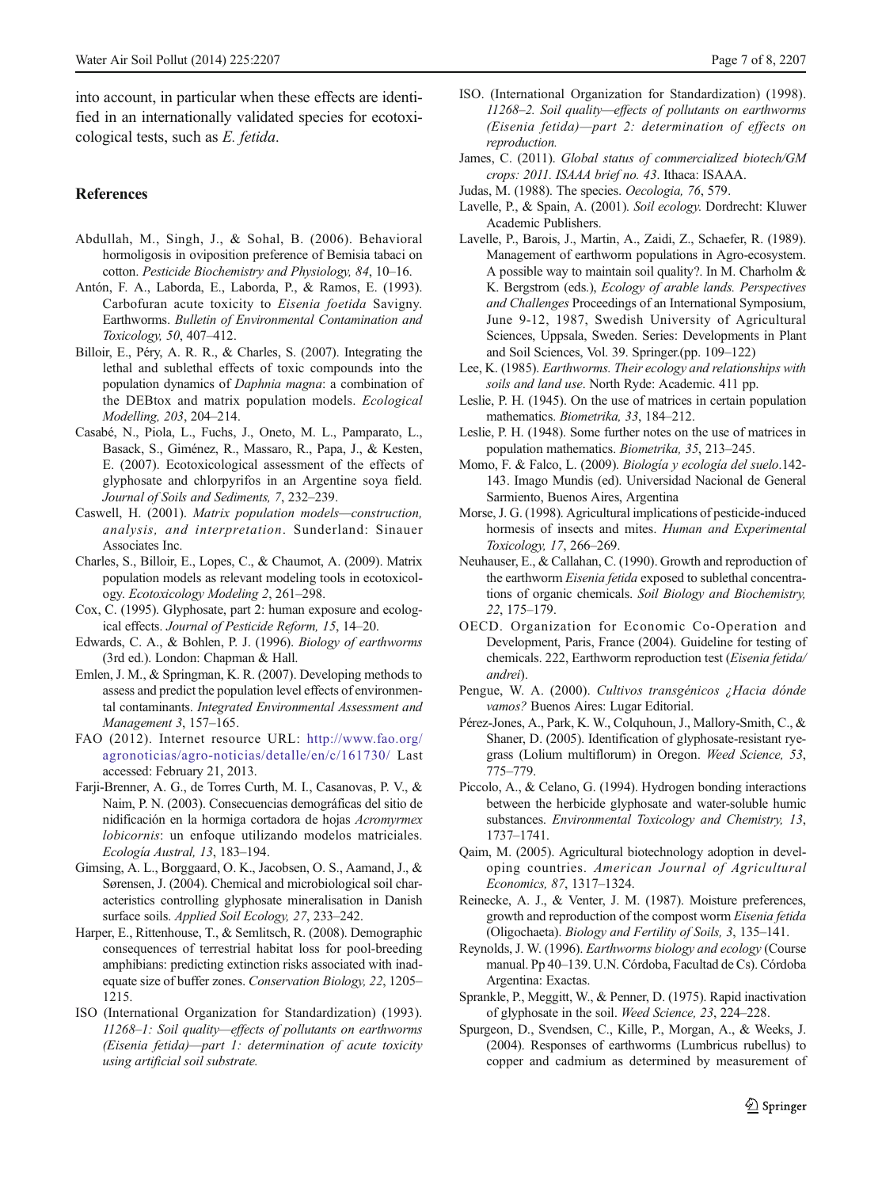into account, in particular when these effects are identified in an internationally validated species for ecotoxicological tests, such as *E. fetida*.

## References

Abdullah, M., Singh, J., & Sohal, B. (2006). Behavioral hormoligosis in oviposition preference of Bemisia tabaci on cotton. *Pesticide Biochemistry and Physiology, 84*, 10–16.

Antón, F. A., Laborda, E., Laborda, P., & Ramos, E. (1993). Carbofuran acute toxicity to *Eisenia foetida* Savigny. Earthworms. *Bulletin of Environmental Contamination and Toxicology, 50*, 407–412.

Billoir, E., Péry, A. R. R., & Charles, S. (2007). Integrating the lethal and sublethal effects of toxic compounds into the population dynamics of *Daphnia magna*: a combination of the DEBtox and matrix population models. *Ecological Modelling, 203*, 204–214.

Casabé, N., Piola, L., Fuchs, J., Oneto, M. L., Pamparato, L., Basack, S., Giménez, R., Massaro, R., Papa, J., & Kesten, E. (2007). Ecotoxicological assessment of the effects of glyphosate and chlorpyrifos in an Argentine soya field. *Journal of Soils and Sediments, 7*, 232–239.

Caswell, H. (2001). *Matrix population models—construction, analysis, and interpretation*. Sunderland: Sinauer Associates Inc.

Charles, S., Billoir, E., Lopes, C., & Chaumot, A. (2009). Matrix population models as relevant modeling tools in ecotoxicology. *Ecotoxicology Modeling 2*, 261–298.

Cox, C. (1995). Glyphosate, part 2: human exposure and ecological effects. *Journal of Pesticide Reform, 15*, 14–20.

Edwards, C. A., & Bohlen, P. J. (1996). *Biology of earthworms* (3rd ed.). London: Chapman & Hall.

Emlen, J. M., & Springman, K. R. (2007). Developing methods to assess and predict the population level effects of environmental contaminants. *Integrated Environmental Assessment and Management 3*, 157–165.

FAO (2012). Internet resource URL: http://www.fao.org/agronoticias/agro-noticias/detalle/en/c/161730/ Last accessed: February 21, 2013.

Farji-Brenner, A. G., de Torres Curth, M. I., Casanovas, P. V., & Naim, P. N. (2003). Consecuencias demográficas del sitio de nidificación en la hormiga cortadora de hojas *Acromyrmex lobicornis*: un enfoque utilizando modelos matriciales. *Ecología Austral, 13*, 183–194.

Gimsing, A. L., Borggaard, O. K., Jacobsen, O. S., Aamand, J., & Sørensen, J. (2004). Chemical and microbiological soil characteristics controlling glyphosate mineralisation in Danish surface soils. *Applied Soil Ecology, 27*, 233–242.

Harper, E., Rittenhouse, T., & Semlitsch, R. (2008). Demographic consequences of terrestrial habitat loss for pool-breeding amphibians: predicting extinction risks associated with inadequate size of buffer zones. *Conservation Biology, 22*, 1205–1215.

ISO (International Organization for Standardization) (1993). *11268–1: Soil quality—effects of pollutants on earthworms (Eisenia fetida)—part 1: determination of acute toxicity using artificial soil substrate.*

ISO. (International Organization for Standardization) (1998). *11268–2. Soil quality—effects of pollutants on earthworms (Eisenia fetida)—part 2: determination of effects on reproduction.*

James, C. (2011). *Global status of commercialized biotech/GM crops: 2011. ISAAA brief no. 43*. Ithaca: ISAAA.

Judas, M. (1988). The species. *Oecologia, 76*, 579.

Lavelle, P., & Spain, A. (2001). *Soil ecology*. Dordrecht: Kluwer Academic Publishers.

Lavelle, P., Barois, I., Martin, A., Zaidi, Z., Schaefer, R. (1989). Management of earthworm populations in Agro-ecosystem. A possible way to maintain soil quality?. In M. Charholm & K. Bergstrom (eds.), *Ecology of arable lands. Perspectives and Challenges* Proceedings of an International Symposium, June 9-12, 1987, Swedish University of Agricultural Sciences, Uppsala, Sweden. Series: Developments in Plant and Soil Sciences, Vol. 39. Springer.(pp. 109–122)

Lee, K. (1985). *Earthworms. Their ecology and relationships with soils and land use*. North Ryde: Academic. 411 pp.

Leslie, P. H. (1945). On the use of matrices in certain population mathematics. *Biometrika, 33*, 184–212.

Leslie, P. H. (1948). Some further notes on the use of matrices in population mathematics. *Biometrika, 35*, 213–245.

Momo, F. & Falco, L. (2009). *Biología y ecología del suelo*.142-143. Imago Mundis (ed). Universidad Nacional de General Sarmiento, Buenos Aires, Argentina

Morse, J. G. (1998). Agricultural implications of pesticide-induced hormesis of insects and mites. *Human and Experimental Toxicology, 17*, 266–269.

Neuhauser, E., & Callahan, C. (1990). Growth and reproduction of the earthworm *Eisenia fetida* exposed to sublethal concentrations of organic chemicals. *Soil Biology and Biochemistry, 22*, 175–179.

OECD. Organization for Economic Co-Operation and Development, Paris, France (2004). Guideline for testing of chemicals. 222, Earthworm reproduction test (*Eisenia fetida/andrei*).

Pengue, W. A. (2000). *Cultivos transgénicos ¿Hacia dónde vamos?* Buenos Aires: Lugar Editorial.

Pérez-Jones, A., Park, K. W., Colquhoun, J., Mallory-Smith, C., & Shaner, D. (2005). Identification of glyphosate-resistant ryegrass (Lolium multiflorum) in Oregon. *Weed Science, 53*, 775–779.

Piccolo, A., & Celano, G. (1994). Hydrogen bonding interactions between the herbicide glyphosate and water-soluble humic substances. *Environmental Toxicology and Chemistry, 13*, 1737–1741.

Qaim, M. (2005). Agricultural biotechnology adoption in developing countries. *American Journal of Agricultural Economics, 87*, 1317–1324.

Reinecke, A. J., & Venter, J. M. (1987). Moisture preferences, growth and reproduction of the compost worm *Eisenia fetida* (Oligochaeta). *Biology and Fertility of Soils, 3*, 135–141.

Reynolds, J. W. (1996). *Earthworms biology and ecology* (Course manual. Pp 40–139. U.N. Córdoba, Facultad de Cs). Córdoba Argentina: Exactas.

Sprankle, P., Meggitt, W., & Penner, D. (1975). Rapid inactivation of glyphosate in the soil. *Weed Science, 23*, 224–228.

Spurgeon, D., Svendsen, C., Kille, P., Morgan, A., & Weeks, J. (2004). Responses of earthworms (Lumbricus rubellus) to copper and cadmium as determined by measurement of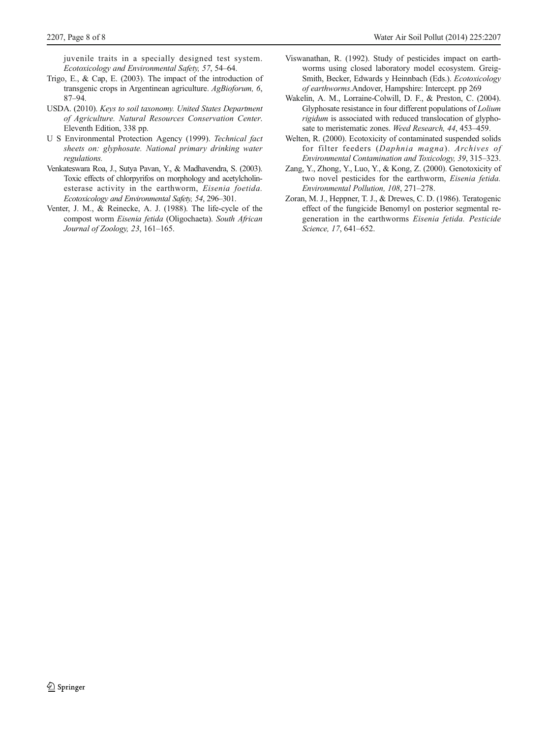juvenile traits in a specially designed test system. *Ecotoxicology and Environmental Safety, 57*, 54–64.

Trigo, E., & Cap, E. (2003). The impact of the introduction of transgenic crops in Argentinean agriculture. *AgBioforum, 6*, 87–94.

USDA. (2010). *Keys to soil taxonomy. United States Department of Agriculture. Natural Resources Conservation Center.* Eleventh Edition, 338 pp.

U S Environmental Protection Agency (1999). *Technical fact sheets on: glyphosate. National primary drinking water regulations.*

Venkateswara Roa, J., Sutya Pavan, Y., & Madhavendra, S. (2003). Toxic effects of chlorpyrifos on morphology and acetylcholinesterase activity in the earthworm, *Eisenia foetida. Ecotoxicology and Environmental Safety, 54*, 296–301.

Venter, J. M., & Reinecke, A. J. (1988). The life-cycle of the compost worm *Eisenia fetida* (Oligochaeta). *South African Journal of Zoology, 23*, 161–165.

Viswanathan, R. (1992). Study of pesticides impact on earthworms using closed laboratory model ecosystem. Greig-Smith, Becker, Edwards y Heinnbach (Eds.). *Ecotoxicology of earthworms.*Andover, Hampshire: Intercept. pp 269

Wakelin, A. M., Lorraine-Colwill, D. F., & Preston, C. (2004). Glyphosate resistance in four different populations of *Lolium rigidum* is associated with reduced translocation of glyphosate to meristematic zones. *Weed Research, 44*, 453–459.

Welten, R. (2000). Ecotoxicity of contaminated suspended solids for filter feeders (*Daphnia magna*). *Archives of Environmental Contamination and Toxicology, 39*, 315–323.

Zang, Y., Zhong, Y., Luo, Y., & Kong, Z. (2000). Genotoxicity of two novel pesticides for the earthworm, *Eisenia fetida. Environmental Pollution, 108*, 271–278.

Zoran, M. J., Heppner, T. J., & Drewes, C. D. (1986). Teratogenic effect of the fungicide Benomyl on posterior segmental regeneration in the earthworms *Eisenia fetida. Pesticide Science, 17*, 641–652.